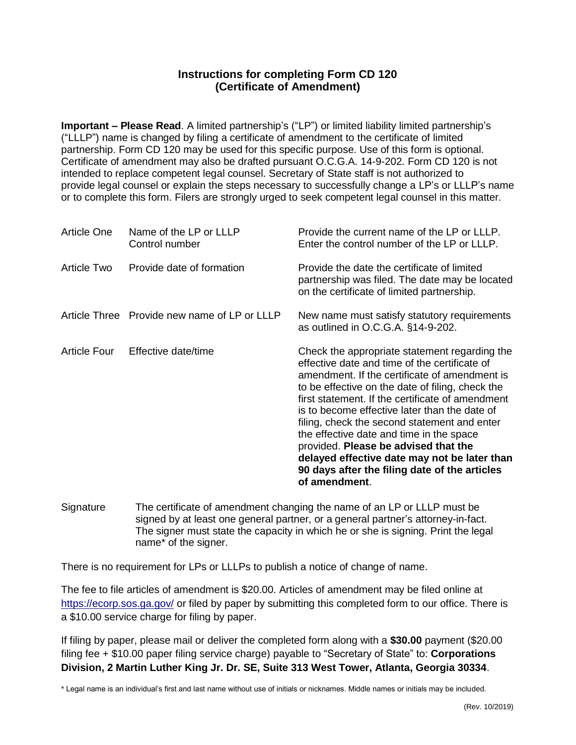# Instructions for completing Form CD 120 (Certificate of Amendment)

**Important – Please Read**. A limited partnership's ("LP") or limited liability limited partnership's ("LLLP") name is changed by filing a certificate of amendment to the certificate of limited partnership. Form CD 120 may be used for this specific purpose. Use of this form is optional. Certificate of amendment may also be drafted pursuant O.C.G.A. 14-9-202. Form CD 120 is not intended to replace competent legal counsel. Secretary of State staff is not authorized to provide legal counsel or explain the steps necessary to successfully change a LP's or LLLP's name or to complete this form. Filers are strongly urged to seek competent legal counsel in this matter.

| | | |
|---|---|---|
| Article One | Name of the LP or LLLP<br>Control number | Provide the current name of the LP or LLLP.<br>Enter the control number of the LP or LLLP. |
| Article Two | Provide date of formation | Provide the date the certificate of limited partnership was filed. The date may be located on the certificate of limited partnership. |
| Article Three | Provide new name of LP or LLLP | New name must satisfy statutory requirements as outlined in O.C.G.A. §14-9-202. |
| Article Four | Effective date/time | Check the appropriate statement regarding the effective date and time of the certificate of amendment. If the certificate of amendment is to be effective on the date of filing, check the first statement. If the certificate of amendment is to become effective later than the date of filing, check the second statement and enter the effective date and time in the space provided. **Please be advised that the delayed effective date may not be later than 90 days after the filing date of the articles of amendment**. |

Signature — The certificate of amendment changing the name of an LP or LLLP must be signed by at least one general partner, or a general partner's attorney-in-fact. The signer must state the capacity in which he or she is signing. Print the legal name* of the signer.

There is no requirement for LPs or LLLPs to publish a notice of change of name.

The fee to file articles of amendment is $20.00. Articles of amendment may be filed online at https://ecorp.sos.ga.gov/ or filed by paper by submitting this completed form to our office. There is a $10.00 service charge for filing by paper.

If filing by paper, please mail or deliver the completed form along with a **$30.00** payment ($20.00 filing fee + $10.00 paper filing service charge) payable to "Secretary of State" to: **Corporations Division, 2 Martin Luther King Jr. Dr. SE, Suite 313 West Tower, Atlanta, Georgia 30334**.

* Legal name is an individual's first and last name without use of initials or nicknames. Middle names or initials may be included.

(Rev. 10/2019)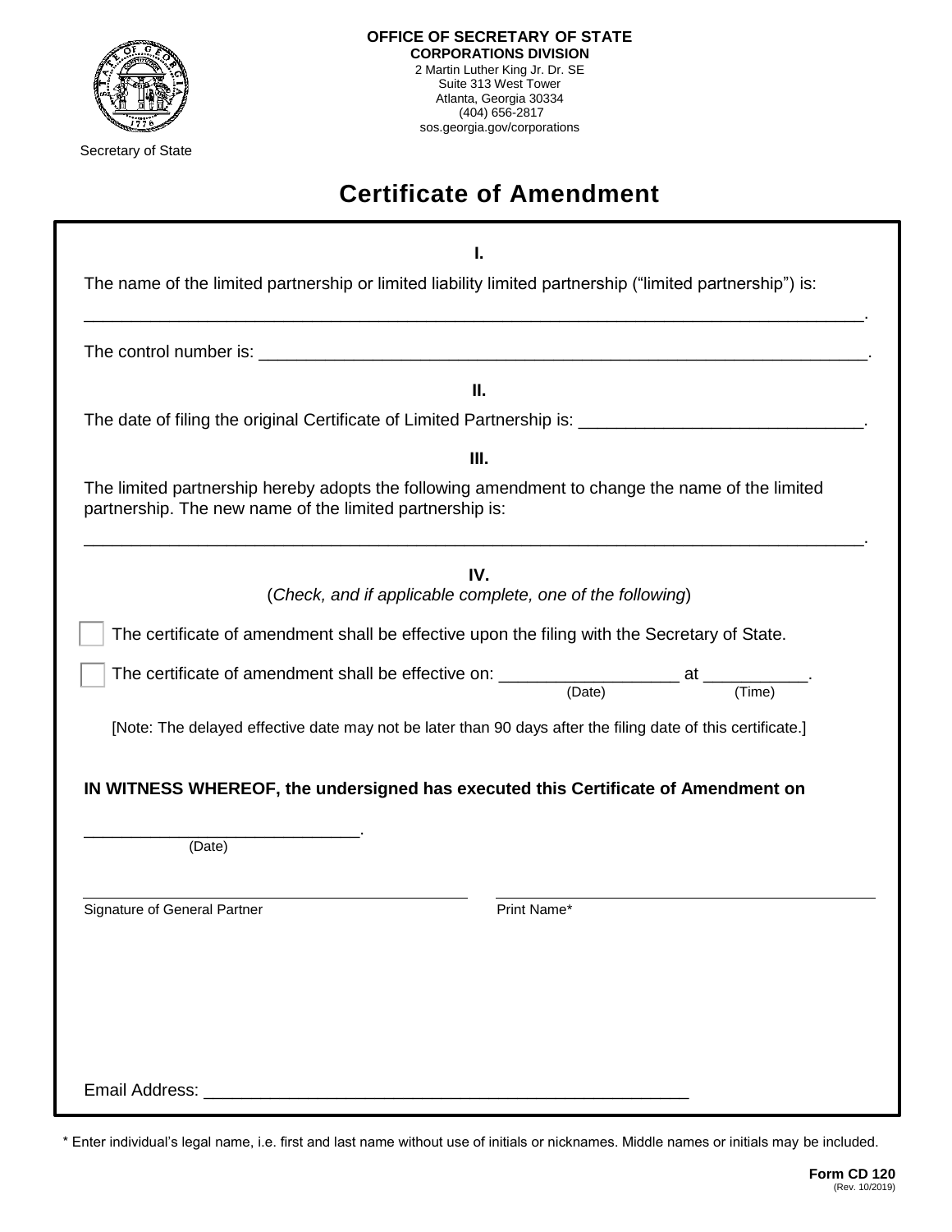OFFICE OF SECRETARY OF STATE
**CORPORATIONS DIVISION**
2 Martin Luther King Jr. Dr. SE
Suite 313 West Tower
Atlanta, Georgia 30334
(404) 656-2817
sos.georgia.gov/corporations

Secretary of State

# Certificate of Amendment

**I.**

The name of the limited partnership or limited liability limited partnership ("limited partnership") is:

\_\_\_\_\_\_\_\_\_\_\_\_\_\_\_\_\_\_\_\_\_\_\_\_\_\_\_\_\_\_\_\_\_\_\_\_\_\_\_\_\_\_\_\_\_\_\_\_\_\_\_\_\_\_\_\_\_\_\_\_\_\_\_\_\_\_\_\_\_\_\_\_\_\_\_\_\_\_.

The control number is: \_\_\_\_\_\_\_\_\_\_\_\_\_\_\_\_\_\_\_\_\_\_\_\_\_\_\_\_\_\_\_\_\_\_\_\_\_\_\_\_\_\_\_\_\_\_\_\_\_\_\_\_\_\_\_\_\_\_\_\_.

**II.**

The date of filing the original Certificate of Limited Partnership is: \_\_\_\_\_\_\_\_\_\_\_\_\_\_\_\_\_\_\_\_\_\_\_\_\_\_\_\_.

**III.**

The limited partnership hereby adopts the following amendment to change the name of the limited partnership. The new name of the limited partnership is:

\_\_\_\_\_\_\_\_\_\_\_\_\_\_\_\_\_\_\_\_\_\_\_\_\_\_\_\_\_\_\_\_\_\_\_\_\_\_\_\_\_\_\_\_\_\_\_\_\_\_\_\_\_\_\_\_\_\_\_\_\_\_\_\_\_\_\_\_\_\_\_\_\_\_\_\_\_\_.

**IV.**

(*Check, and if applicable complete, one of the following*)

☐ The certificate of amendment shall be effective upon the filing with the Secretary of State.

☐ The certificate of amendment shall be effective on: \_\_\_\_\_\_\_\_\_\_\_\_\_\_\_\_\_\_ (Date) at \_\_\_\_\_\_\_\_\_\_ (Time).

[Note: The delayed effective date may not be later than 90 days after the filing date of this certificate.]

**IN WITNESS WHEREOF, the undersigned has executed this Certificate of Amendment on**

\_\_\_\_\_\_\_\_\_\_\_\_\_\_\_\_\_\_\_\_\_\_\_\_\_\_\_\_.
(Date)

\_\_\_\_\_\_\_\_\_\_\_\_\_\_\_\_\_\_\_\_\_\_\_\_\_\_\_\_\_\_\_\_\_\_\_\_\_\_\_\_
Signature of General Partner

\_\_\_\_\_\_\_\_\_\_\_\_\_\_\_\_\_\_\_\_\_\_\_\_\_\_\_\_\_\_\_\_\_\_\_\_\_\_\_\_
Print Name*

Email Address: \_\_\_\_\_\_\_\_\_\_\_\_\_\_\_\_\_\_\_\_\_\_\_\_\_\_\_\_\_\_\_\_\_\_\_\_\_\_\_\_\_\_\_\_\_\_\_\_\_\_

* Enter individual's legal name, i.e. first and last name without use of initials or nicknames. Middle names or initials may be included.

**Form CD 120**
(Rev. 10/2019)